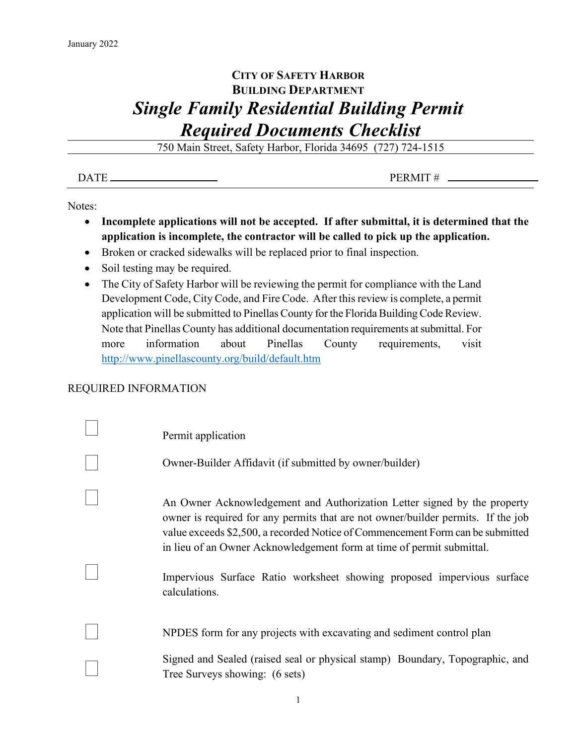January 2022

# City of Safety Harbor
## Building Department
# *Single Family Residential Building Permit Required Documents Checklist*

750 Main Street, Safety Harbor, Florida 34695 (727) 724-1515

DATE ____________________ PERMIT # ____________________

Notes:

- **Incomplete applications will not be accepted. If after submittal, it is determined that the application is incomplete, the contractor will be called to pick up the application.**
- Broken or cracked sidewalks will be replaced prior to final inspection.
- Soil testing may be required.
- The City of Safety Harbor will be reviewing the permit for compliance with the Land Development Code, City Code, and Fire Code. After this review is complete, a permit application will be submitted to Pinellas County for the Florida Building Code Review. Note that Pinellas County has additional documentation requirements at submittal. For more information about Pinellas County requirements, visit http://www.pinellascounty.org/build/default.htm

REQUIRED INFORMATION

- ☐ Permit application
- ☐ Owner-Builder Affidavit (if submitted by owner/builder)
- ☐ An Owner Acknowledgement and Authorization Letter signed by the property owner is required for any permits that are not owner/builder permits. If the job value exceeds $2,500, a recorded Notice of Commencement Form can be submitted in lieu of an Owner Acknowledgement form at time of permit submittal.
- ☐ Impervious Surface Ratio worksheet showing proposed impervious surface calculations.
- ☐ NPDES form for any projects with excavating and sediment control plan
- ☐ Signed and Sealed (raised seal or physical stamp) Boundary, Topographic, and Tree Surveys showing: (6 sets)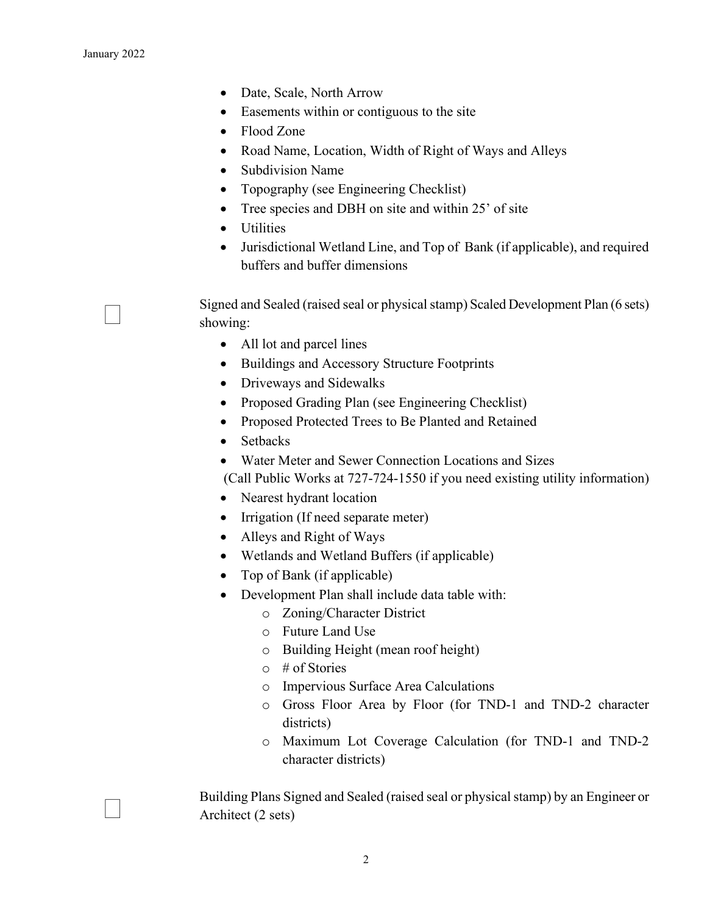- Date, Scale, North Arrow
- Easements within or contiguous to the site
- Flood Zone
- Road Name, Location, Width of Right of Ways and Alleys
- Subdivision Name
- Topography (see Engineering Checklist)
- Tree species and DBH on site and within 25' of site
- Utilities
- Jurisdictional Wetland Line, and Top of Bank (if applicable), and required buffers and buffer dimensions

☐ Signed and Sealed (raised seal or physical stamp) Scaled Development Plan (6 sets) showing:

- All lot and parcel lines
- Buildings and Accessory Structure Footprints
- Driveways and Sidewalks
- Proposed Grading Plan (see Engineering Checklist)
- Proposed Protected Trees to Be Planted and Retained
- Setbacks
- Water Meter and Sewer Connection Locations and Sizes
  (Call Public Works at 727-724-1550 if you need existing utility information)
- Nearest hydrant location
- Irrigation (If need separate meter)
- Alleys and Right of Ways
- Wetlands and Wetland Buffers (if applicable)
- Top of Bank (if applicable)
- Development Plan shall include data table with:
  - Zoning/Character District
  - Future Land Use
  - Building Height (mean roof height)
  - # of Stories
  - Impervious Surface Area Calculations
  - Gross Floor Area by Floor (for TND-1 and TND-2 character districts)
  - Maximum Lot Coverage Calculation (for TND-1 and TND-2 character districts)

☐ Building Plans Signed and Sealed (raised seal or physical stamp) by an Engineer or Architect (2 sets)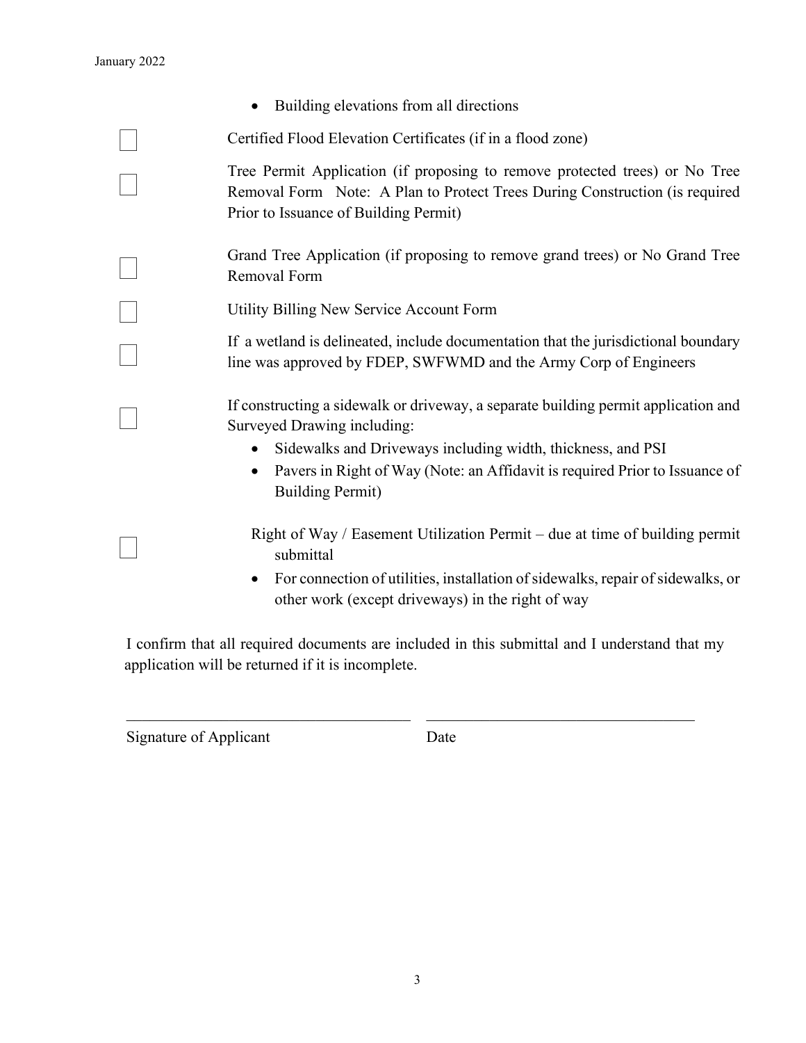- Building elevations from all directions

☐ Certified Flood Elevation Certificates (if in a flood zone)

☐ Tree Permit Application (if proposing to remove protected trees) or No Tree Removal Form Note: A Plan to Protect Trees During Construction (is required Prior to Issuance of Building Permit)

☐ Grand Tree Application (if proposing to remove grand trees) or No Grand Tree Removal Form

☐ Utility Billing New Service Account Form

☐ If a wetland is delineated, include documentation that the jurisdictional boundary line was approved by FDEP, SWFWMD and the Army Corp of Engineers

☐ If constructing a sidewalk or driveway, a separate building permit application and Surveyed Drawing including:

- Sidewalks and Driveways including width, thickness, and PSI
- Pavers in Right of Way (Note: an Affidavit is required Prior to Issuance of Building Permit)

☐ Right of Way / Easement Utilization Permit – due at time of building permit submittal

- For connection of utilities, installation of sidewalks, repair of sidewalks, or other work (except driveways) in the right of way

I confirm that all required documents are included in this submittal and I understand that my application will be returned if it is incomplete.

\_\_\_\_\_\_\_\_\_\_\_\_\_\_\_\_\_\_\_\_\_\_\_\_\_\_\_\_\_\_\_\_\_\_\_\_\_\_ \_\_\_\_\_\_\_\_\_\_\_\_\_\_\_\_\_\_\_\_\_\_\_\_\_\_\_\_\_\_\_\_\_\_\_\_\_\_

Signature of Applicant Date